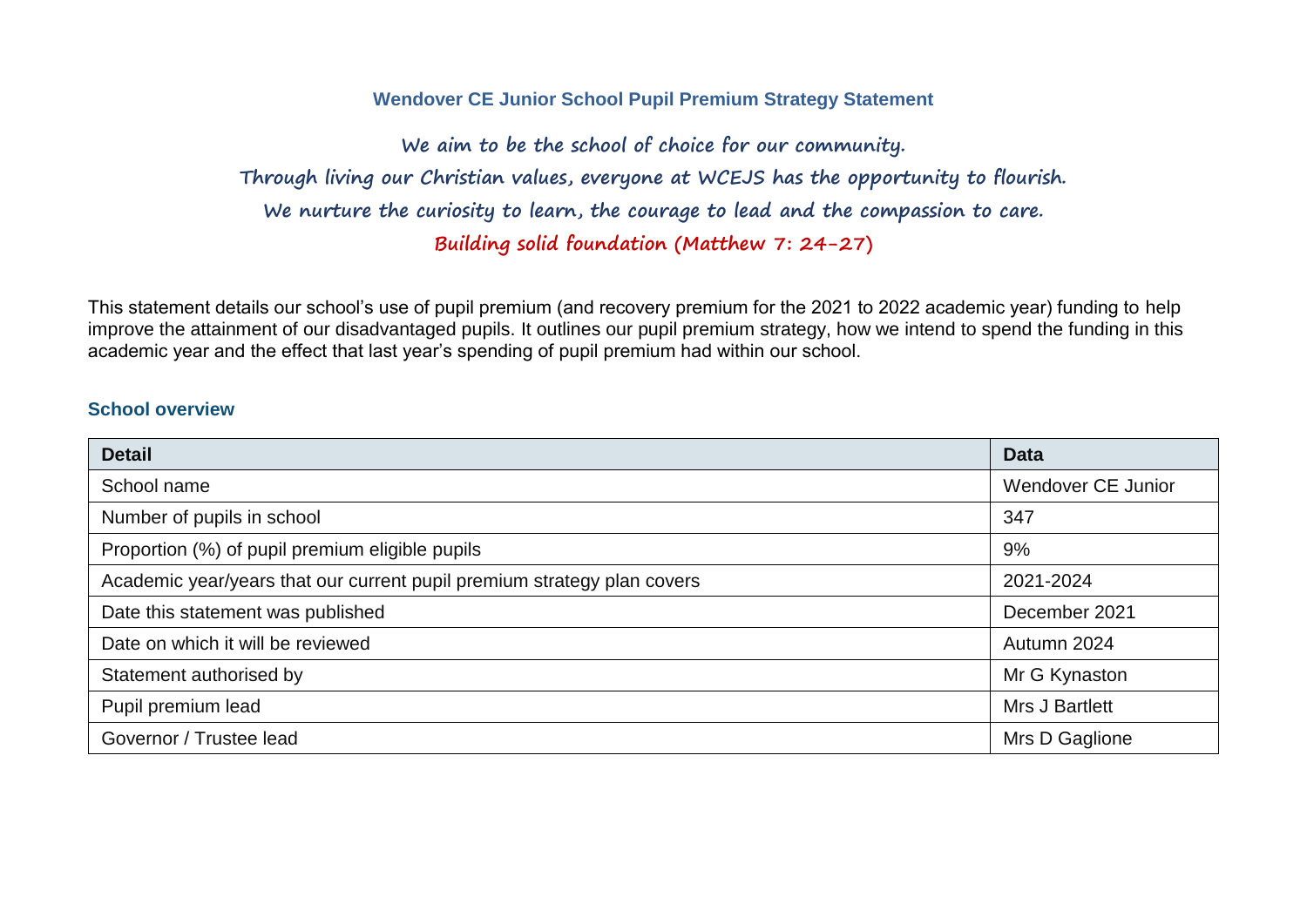# Wendover CE Junior School Pupil Premium Strategy Statement

**We aim to be the school of choice for our community.**

**Through living our Christian values, everyone at WCEJS has the opportunity to flourish.**

**We nurture the curiosity to learn, the courage to lead and the compassion to care.**

**Building solid foundation (Matthew 7: 24-27)**

This statement details our school's use of pupil premium (and recovery premium for the 2021 to 2022 academic year) funding to help improve the attainment of our disadvantaged pupils. It outlines our pupil premium strategy, how we intend to spend the funding in this academic year and the effect that last year's spending of pupil premium had within our school.

## School overview

| Detail | Data |
|---|---|
| School name | Wendover CE Junior |
| Number of pupils in school | 347 |
| Proportion (%) of pupil premium eligible pupils | 9% |
| Academic year/years that our current pupil premium strategy plan covers | 2021-2024 |
| Date this statement was published | December 2021 |
| Date on which it will be reviewed | Autumn 2024 |
| Statement authorised by | Mr G Kynaston |
| Pupil premium lead | Mrs J Bartlett |
| Governor / Trustee lead | Mrs D Gaglione |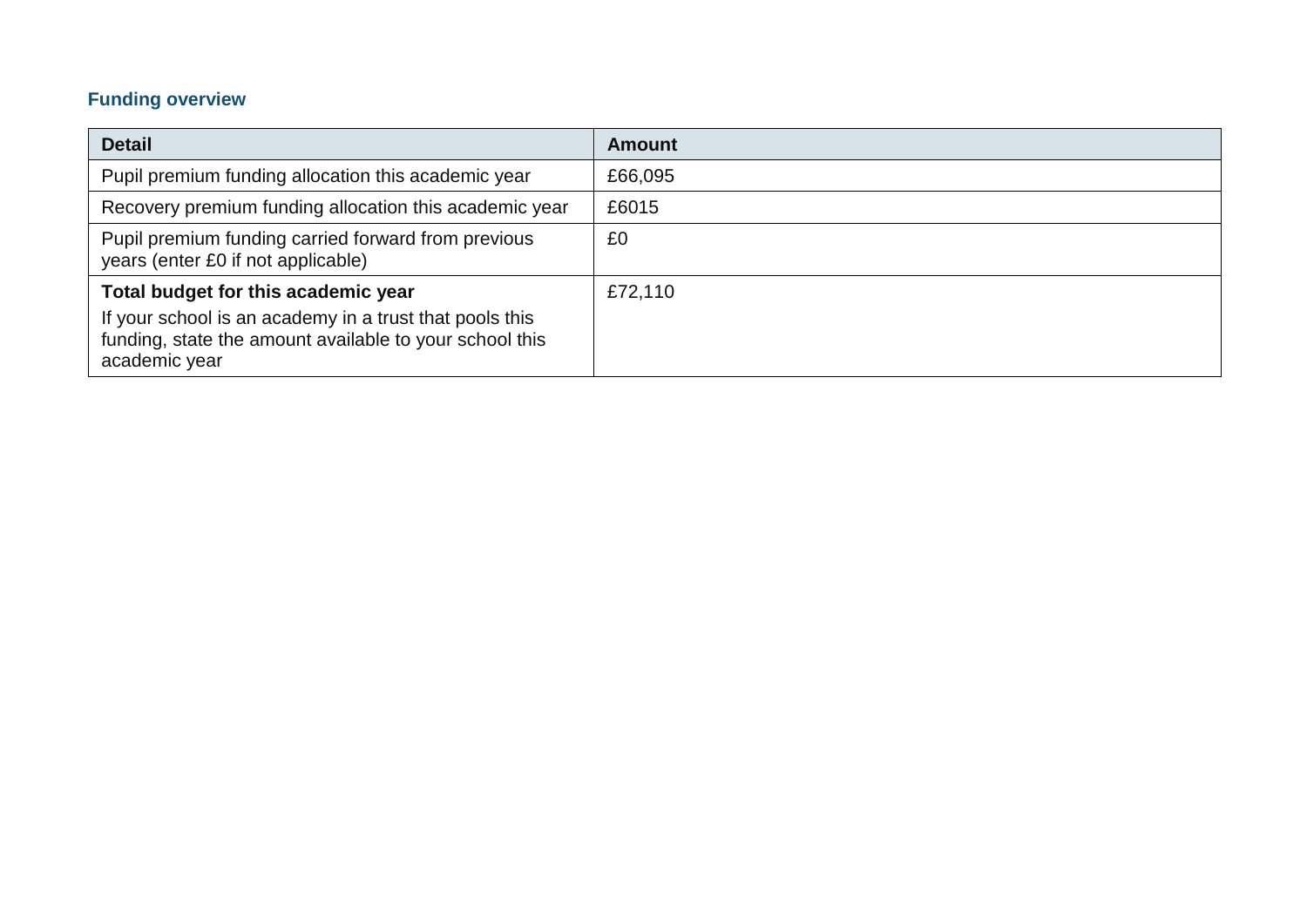### Funding overview

| Detail | Amount |
|---|---|
| Pupil premium funding allocation this academic year | £66,095 |
| Recovery premium funding allocation this academic year | £6015 |
| Pupil premium funding carried forward from previous years (enter £0 if not applicable) | £0 |
| **Total budget for this academic year**<br>If your school is an academy in a trust that pools this funding, state the amount available to your school this academic year | £72,110 |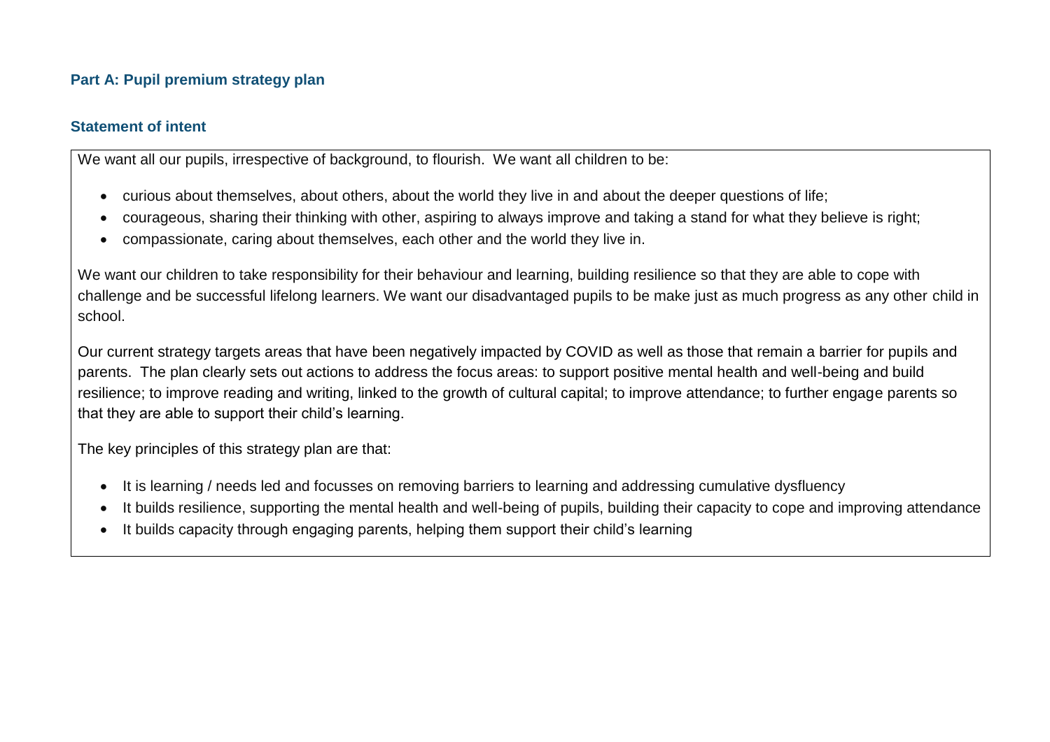## Part A: Pupil premium strategy plan

### Statement of intent

We want all our pupils, irrespective of background, to flourish. We want all children to be:

- curious about themselves, about others, about the world they live in and about the deeper questions of life;
- courageous, sharing their thinking with other, aspiring to always improve and taking a stand for what they believe is right;
- compassionate, caring about themselves, each other and the world they live in.

We want our children to take responsibility for their behaviour and learning, building resilience so that they are able to cope with challenge and be successful lifelong learners. We want our disadvantaged pupils to be make just as much progress as any other child in school.

Our current strategy targets areas that have been negatively impacted by COVID as well as those that remain a barrier for pupils and parents. The plan clearly sets out actions to address the focus areas: to support positive mental health and well-being and build resilience; to improve reading and writing, linked to the growth of cultural capital; to improve attendance; to further engage parents so that they are able to support their child's learning.

The key principles of this strategy plan are that:

- It is learning / needs led and focusses on removing barriers to learning and addressing cumulative dysfluency
- It builds resilience, supporting the mental health and well-being of pupils, building their capacity to cope and improving attendance
- It builds capacity through engaging parents, helping them support their child's learning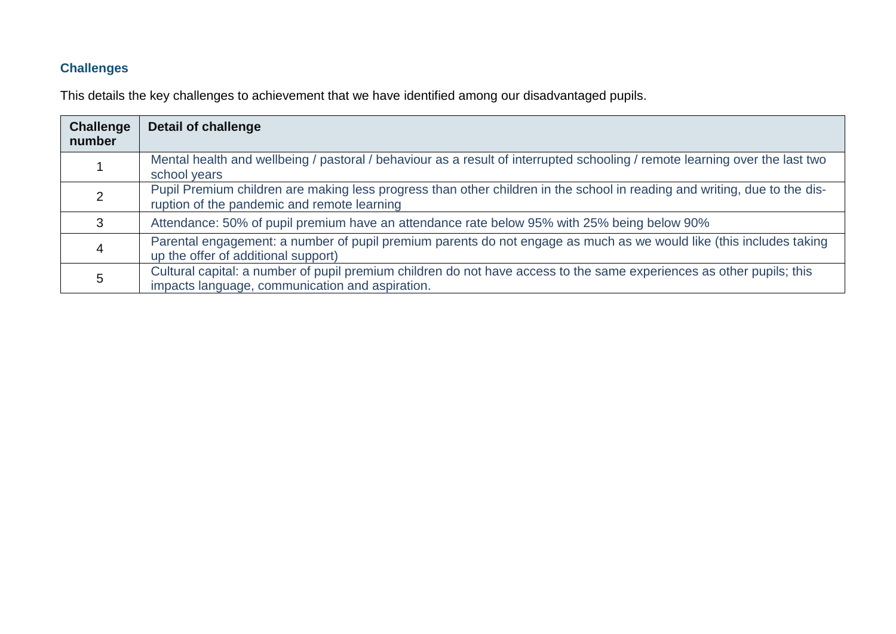## Challenges

This details the key challenges to achievement that we have identified among our disadvantaged pupils.

| Challenge number | Detail of challenge |
| --- | --- |
| 1 | Mental health and wellbeing / pastoral / behaviour as a result of interrupted schooling / remote learning over the last two school years |
| 2 | Pupil Premium children are making less progress than other children in the school in reading and writing, due to the disruption of the pandemic and remote learning |
| 3 | Attendance: 50% of pupil premium have an attendance rate below 95% with 25% being below 90% |
| 4 | Parental engagement: a number of pupil premium parents do not engage as much as we would like (this includes taking up the offer of additional support) |
| 5 | Cultural capital: a number of pupil premium children do not have access to the same experiences as other pupils; this impacts language, communication and aspiration. |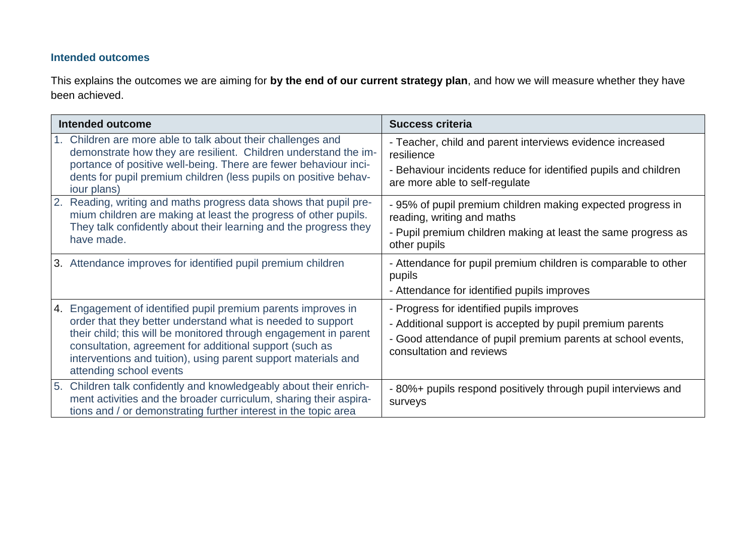### Intended outcomes

This explains the outcomes we are aiming for **by the end of our current strategy plan**, and how we will measure whether they have been achieved.

| Intended outcome | Success criteria |
| --- | --- |
| 1. Children are more able to talk about their challenges and demonstrate how they are resilient. Children understand the importance of positive well-being. There are fewer behaviour incidents for pupil premium children (less pupils on positive behaviour plans) | - Teacher, child and parent interviews evidence increased resilience<br>- Behaviour incidents reduce for identified pupils and children are more able to self-regulate |
| 2. Reading, writing and maths progress data shows that pupil premium children are making at least the progress of other pupils. They talk confidently about their learning and the progress they have made. | - 95% of pupil premium children making expected progress in reading, writing and maths<br>- Pupil premium children making at least the same progress as other pupils |
| 3. Attendance improves for identified pupil premium children | - Attendance for pupil premium children is comparable to other pupils<br>- Attendance for identified pupils improves |
| 4. Engagement of identified pupil premium parents improves in order that they better understand what is needed to support their child; this will be monitored through engagement in parent consultation, agreement for additional support (such as interventions and tuition), using parent support materials and attending school events | - Progress for identified pupils improves<br>- Additional support is accepted by pupil premium parents<br>- Good attendance of pupil premium parents at school events, consultation and reviews |
| 5. Children talk confidently and knowledgeably about their enrichment activities and the broader curriculum, sharing their aspirations and / or demonstrating further interest in the topic area | - 80%+ pupils respond positively through pupil interviews and surveys |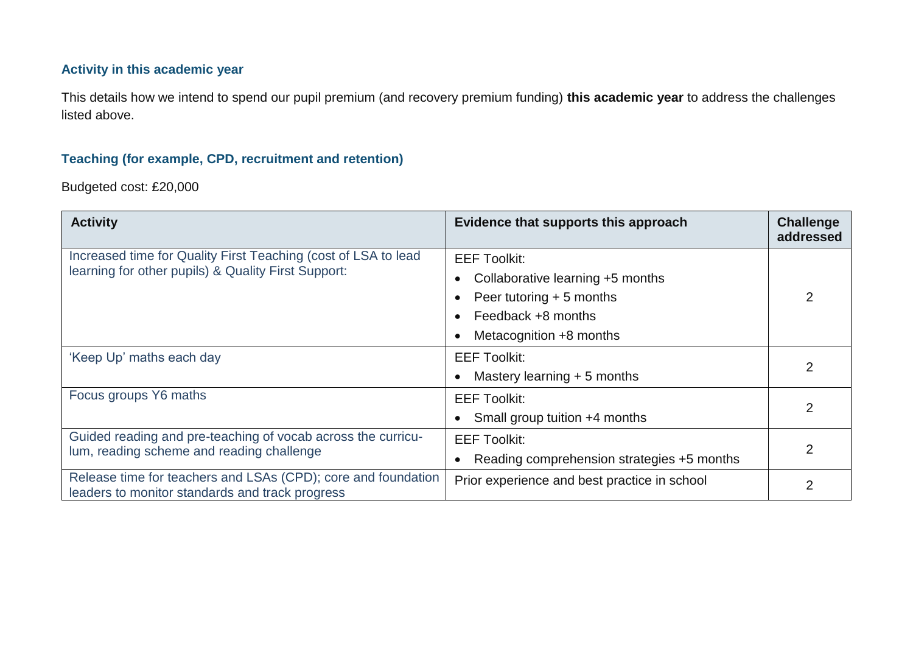### Activity in this academic year

This details how we intend to spend our pupil premium (and recovery premium funding) **this academic year** to address the challenges listed above.

### Teaching (for example, CPD, recruitment and retention)

Budgeted cost: £20,000

| Activity | Evidence that supports this approach | Challenge addressed |
|---|---|---|
| Increased time for Quality First Teaching (cost of LSA to lead learning for other pupils) & Quality First Support: | EEF Toolkit:<br>• Collaborative learning +5 months<br>• Peer tutoring + 5 months<br>• Feedback +8 months<br>• Metacognition +8 months | 2 |
| 'Keep Up' maths each day | EEF Toolkit:<br>• Mastery learning + 5 months | 2 |
| Focus groups Y6 maths | EEF Toolkit:<br>• Small group tuition +4 months | 2 |
| Guided reading and pre-teaching of vocab across the curriculum, reading scheme and reading challenge | EEF Toolkit:<br>• Reading comprehension strategies +5 months | 2 |
| Release time for teachers and LSAs (CPD); core and foundation leaders to monitor standards and track progress | Prior experience and best practice in school | 2 |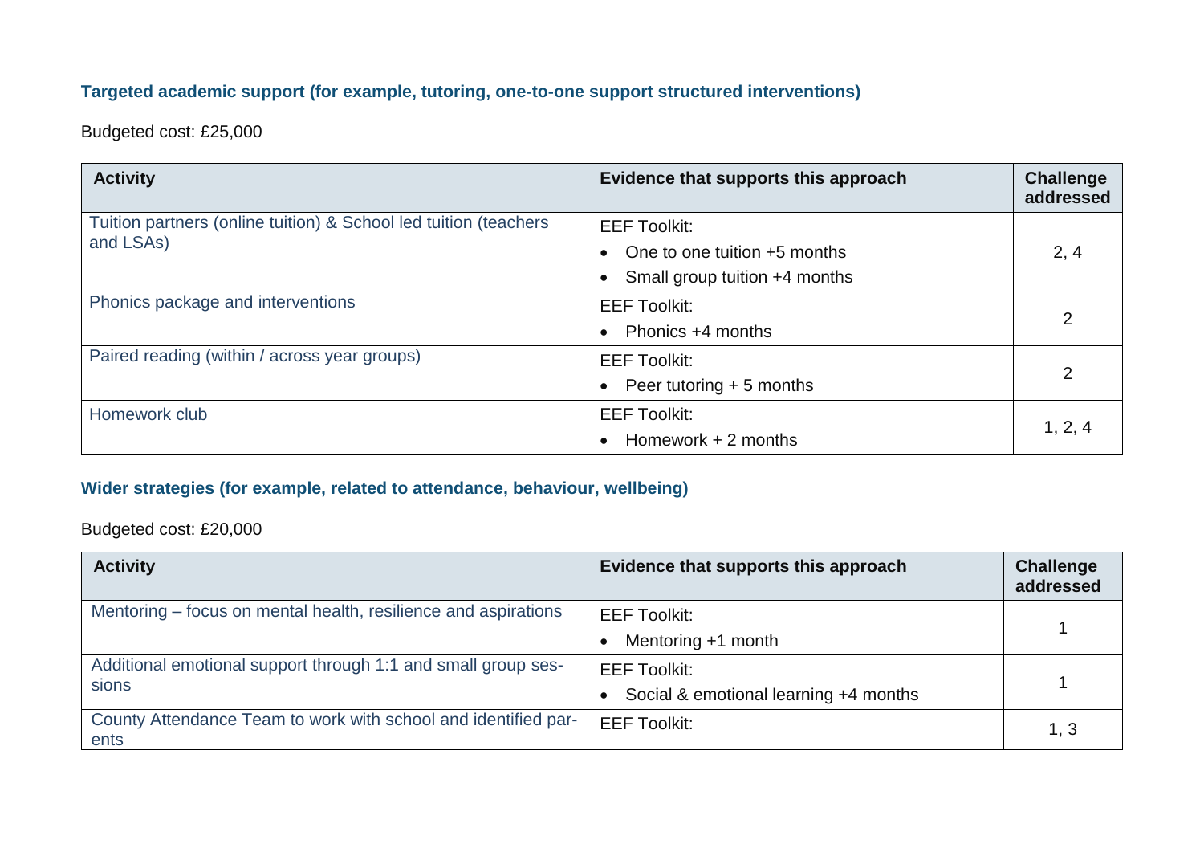### Targeted academic support (for example, tutoring, one-to-one support structured interventions)

Budgeted cost: £25,000

| Activity | Evidence that supports this approach | Challenge addressed |
|---|---|---|
| Tuition partners (online tuition) & School led tuition (teachers and LSAs) | EEF Toolkit:<br>• One to one tuition +5 months<br>• Small group tuition +4 months | 2, 4 |
| Phonics package and interventions | EEF Toolkit:<br>• Phonics +4 months | 2 |
| Paired reading (within / across year groups) | EEF Toolkit:<br>• Peer tutoring + 5 months | 2 |
| Homework club | EEF Toolkit:<br>• Homework + 2 months | 1, 2, 4 |

### Wider strategies (for example, related to attendance, behaviour, wellbeing)

Budgeted cost: £20,000

| Activity | Evidence that supports this approach | Challenge addressed |
|---|---|---|
| Mentoring – focus on mental health, resilience and aspirations | EEF Toolkit:<br>• Mentoring +1 month | 1 |
| Additional emotional support through 1:1 and small group sessions | EEF Toolkit:<br>• Social & emotional learning +4 months | 1 |
| County Attendance Team to work with school and identified parents | EEF Toolkit: | 1, 3 |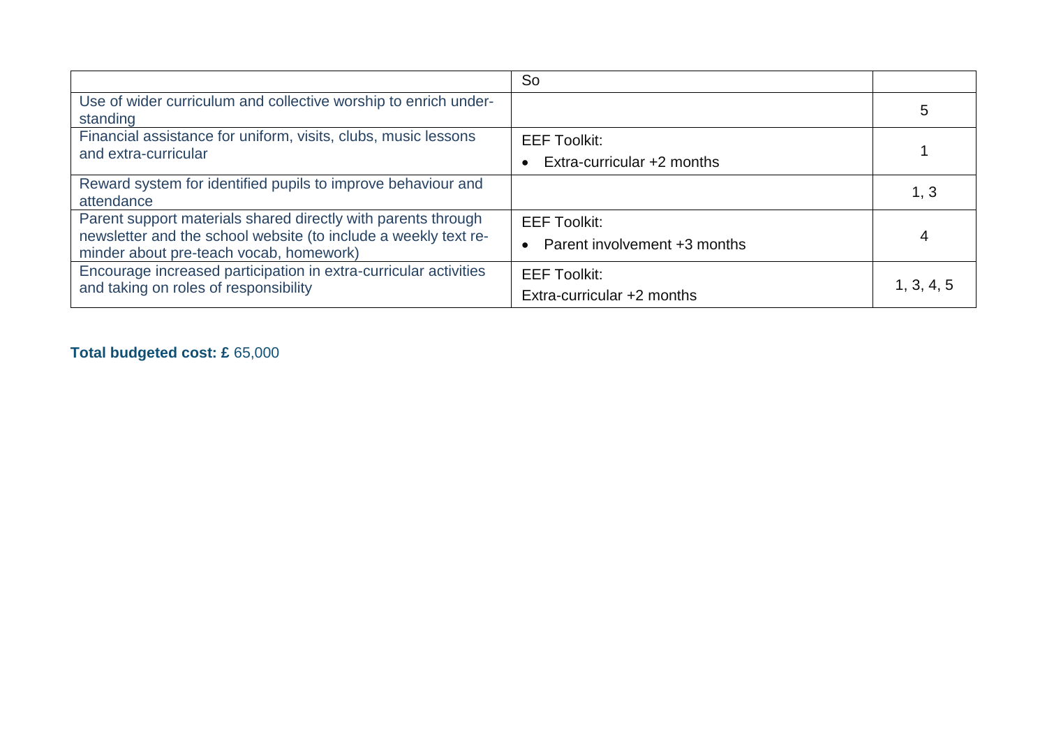| | So | |
|---|---|---|
| Use of wider curriculum and collective worship to enrich understanding | | 5 |
| Financial assistance for uniform, visits, clubs, music lessons and extra-curricular | EEF Toolkit: <br>• Extra-curricular +2 months | 1 |
| Reward system for identified pupils to improve behaviour and attendance | | 1, 3 |
| Parent support materials shared directly with parents through newsletter and the school website (to include a weekly text reminder about pre-teach vocab, homework) | EEF Toolkit: <br>• Parent involvement +3 months | 4 |
| Encourage increased participation in extra-curricular activities and taking on roles of responsibility | EEF Toolkit: <br>Extra-curricular +2 months | 1, 3, 4, 5 |

**Total budgeted cost: £** 65,000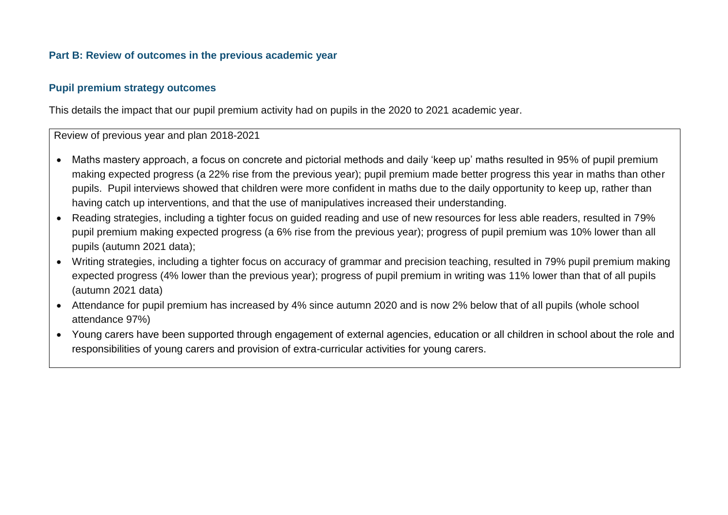## Part B: Review of outcomes in the previous academic year

### Pupil premium strategy outcomes

This details the impact that our pupil premium activity had on pupils in the 2020 to 2021 academic year.

| Review of previous year and plan 2018-2021 |
|---|
| • Maths mastery approach, a focus on concrete and pictorial methods and daily 'keep up' maths resulted in 95% of pupil premium making expected progress (a 22% rise from the previous year); pupil premium made better progress this year in maths than other pupils. Pupil interviews showed that children were more confident in maths due to the daily opportunity to keep up, rather than having catch up interventions, and that the use of manipulatives increased their understanding.<br>• Reading strategies, including a tighter focus on guided reading and use of new resources for less able readers, resulted in 79% pupil premium making expected progress (a 6% rise from the previous year); progress of pupil premium was 10% lower than all pupils (autumn 2021 data);<br>• Writing strategies, including a tighter focus on accuracy of grammar and precision teaching, resulted in 79% pupil premium making expected progress (4% lower than the previous year); progress of pupil premium in writing was 11% lower than that of all pupils (autumn 2021 data)<br>• Attendance for pupil premium has increased by 4% since autumn 2020 and is now 2% below that of all pupils (whole school attendance 97%)<br>• Young carers have been supported through engagement of external agencies, education or all children in school about the role and responsibilities of young carers and provision of extra-curricular activities for young carers. |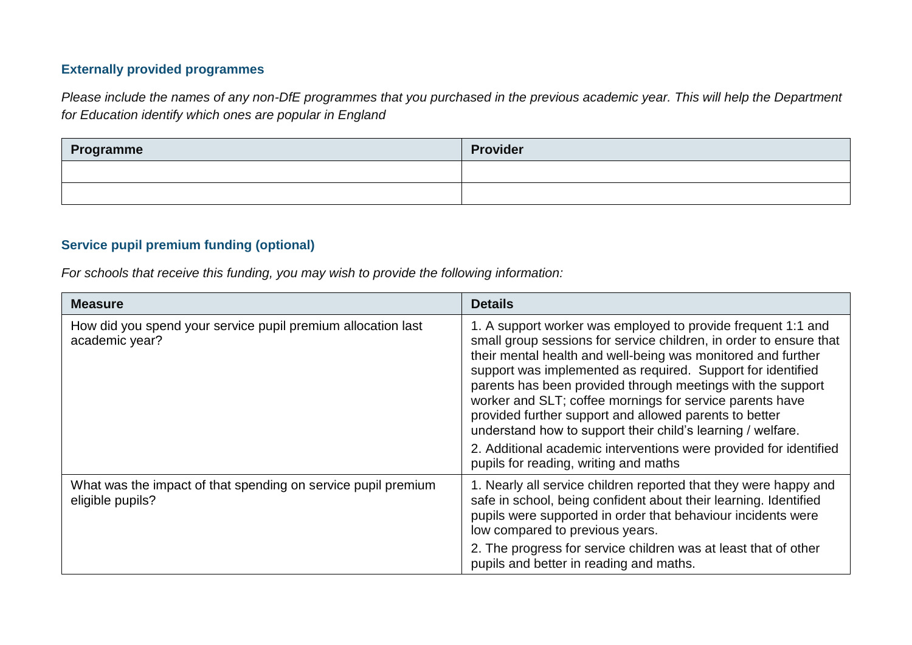### Externally provided programmes

*Please include the names of any non-DfE programmes that you purchased in the previous academic year. This will help the Department for Education identify which ones are popular in England*

| Programme | Provider |
| --- | --- |
| | |
| | |

### Service pupil premium funding (optional)

*For schools that receive this funding, you may wish to provide the following information:*

| Measure | Details |
| --- | --- |
| How did you spend your service pupil premium allocation last academic year? | 1. A support worker was employed to provide frequent 1:1 and small group sessions for service children, in order to ensure that their mental health and well-being was monitored and further support was implemented as required. Support for identified parents has been provided through meetings with the support worker and SLT; coffee mornings for service parents have provided further support and allowed parents to better understand how to support their child's learning / welfare.<br>2. Additional academic interventions were provided for identified pupils for reading, writing and maths |
| What was the impact of that spending on service pupil premium eligible pupils? | 1. Nearly all service children reported that they were happy and safe in school, being confident about their learning. Identified pupils were supported in order that behaviour incidents were low compared to previous years.<br>2. The progress for service children was at least that of other pupils and better in reading and maths. |